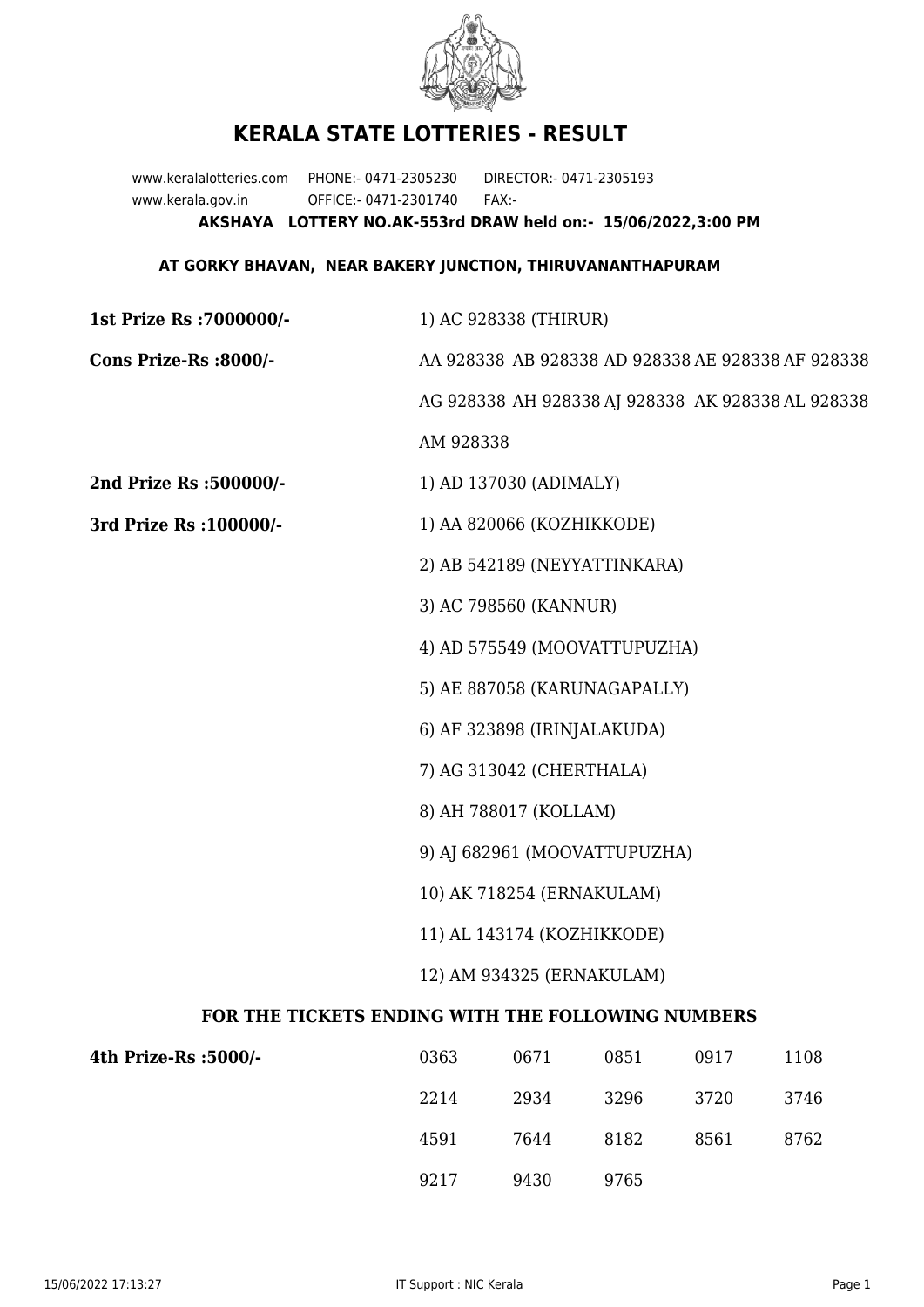# KERALA STATE LOTTERIES - RESULT

www.keralalotteries.com PHONE:- 0471-2305230 DIRECTOR:- 0471-2305193
www.kerala.gov.in OFFICE:- 0471-2301740 FAX:-

**AKSHAYA LOTTERY NO.AK-553rd DRAW held on:- 15/06/2022,3:00 PM**

**AT GORKY BHAVAN, NEAR BAKERY JUNCTION, THIRUVANANTHAPURAM**

**1st Prize Rs :7000000/-** 1) AC 928338 (THIRUR)

**Cons Prize-Rs :8000/-** AA 928338 AB 928338 AD 928338 AE 928338 AF 928338 AG 928338 AH 928338 AJ 928338 AK 928338 AL 928338 AM 928338

**2nd Prize Rs :500000/-** 1) AD 137030 (ADIMALY)

**3rd Prize Rs :100000/-**
1) AA 820066 (KOZHIKKODE)
2) AB 542189 (NEYYATTINKARA)
3) AC 798560 (KANNUR)
4) AD 575549 (MOOVATTUPUZHA)
5) AE 887058 (KARUNAGAPALLY)
6) AF 323898 (IRINJALAKUDA)
7) AG 313042 (CHERTHALA)
8) AH 788017 (KOLLAM)
9) AJ 682961 (MOOVATTUPUZHA)
10) AK 718254 (ERNAKULAM)
11) AL 143174 (KOZHIKKODE)
12) AM 934325 (ERNAKULAM)

**FOR THE TICKETS ENDING WITH THE FOLLOWING NUMBERS**

**4th Prize-Rs :5000/-**

| | | | | |
|---|---|---|---|---|
| 0363 | 0671 | 0851 | 0917 | 1108 |
| 2214 | 2934 | 3296 | 3720 | 3746 |
| 4591 | 7644 | 8182 | 8561 | 8762 |
| 9217 | 9430 | 9765 | | |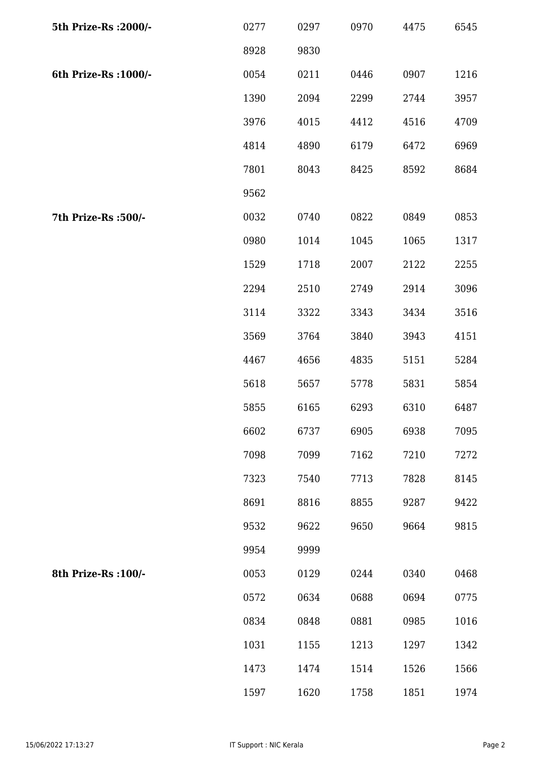| | | | | | |
|---|---|---|---|---|---|
| **5th Prize-Rs :2000/-** | 0277 | 0297 | 0970 | 4475 | 6545 |
| | 8928 | 9830 | | | |
| **6th Prize-Rs :1000/-** | 0054 | 0211 | 0446 | 0907 | 1216 |
| | 1390 | 2094 | 2299 | 2744 | 3957 |
| | 3976 | 4015 | 4412 | 4516 | 4709 |
| | 4814 | 4890 | 6179 | 6472 | 6969 |
| | 7801 | 8043 | 8425 | 8592 | 8684 |
| | 9562 | | | | |
| **7th Prize-Rs :500/-** | 0032 | 0740 | 0822 | 0849 | 0853 |
| | 0980 | 1014 | 1045 | 1065 | 1317 |
| | 1529 | 1718 | 2007 | 2122 | 2255 |
| | 2294 | 2510 | 2749 | 2914 | 3096 |
| | 3114 | 3322 | 3343 | 3434 | 3516 |
| | 3569 | 3764 | 3840 | 3943 | 4151 |
| | 4467 | 4656 | 4835 | 5151 | 5284 |
| | 5618 | 5657 | 5778 | 5831 | 5854 |
| | 5855 | 6165 | 6293 | 6310 | 6487 |
| | 6602 | 6737 | 6905 | 6938 | 7095 |
| | 7098 | 7099 | 7162 | 7210 | 7272 |
| | 7323 | 7540 | 7713 | 7828 | 8145 |
| | 8691 | 8816 | 8855 | 9287 | 9422 |
| | 9532 | 9622 | 9650 | 9664 | 9815 |
| | 9954 | 9999 | | | |
| **8th Prize-Rs :100/-** | 0053 | 0129 | 0244 | 0340 | 0468 |
| | 0572 | 0634 | 0688 | 0694 | 0775 |
| | 0834 | 0848 | 0881 | 0985 | 1016 |
| | 1031 | 1155 | 1213 | 1297 | 1342 |
| | 1473 | 1474 | 1514 | 1526 | 1566 |
| | 1597 | 1620 | 1758 | 1851 | 1974 |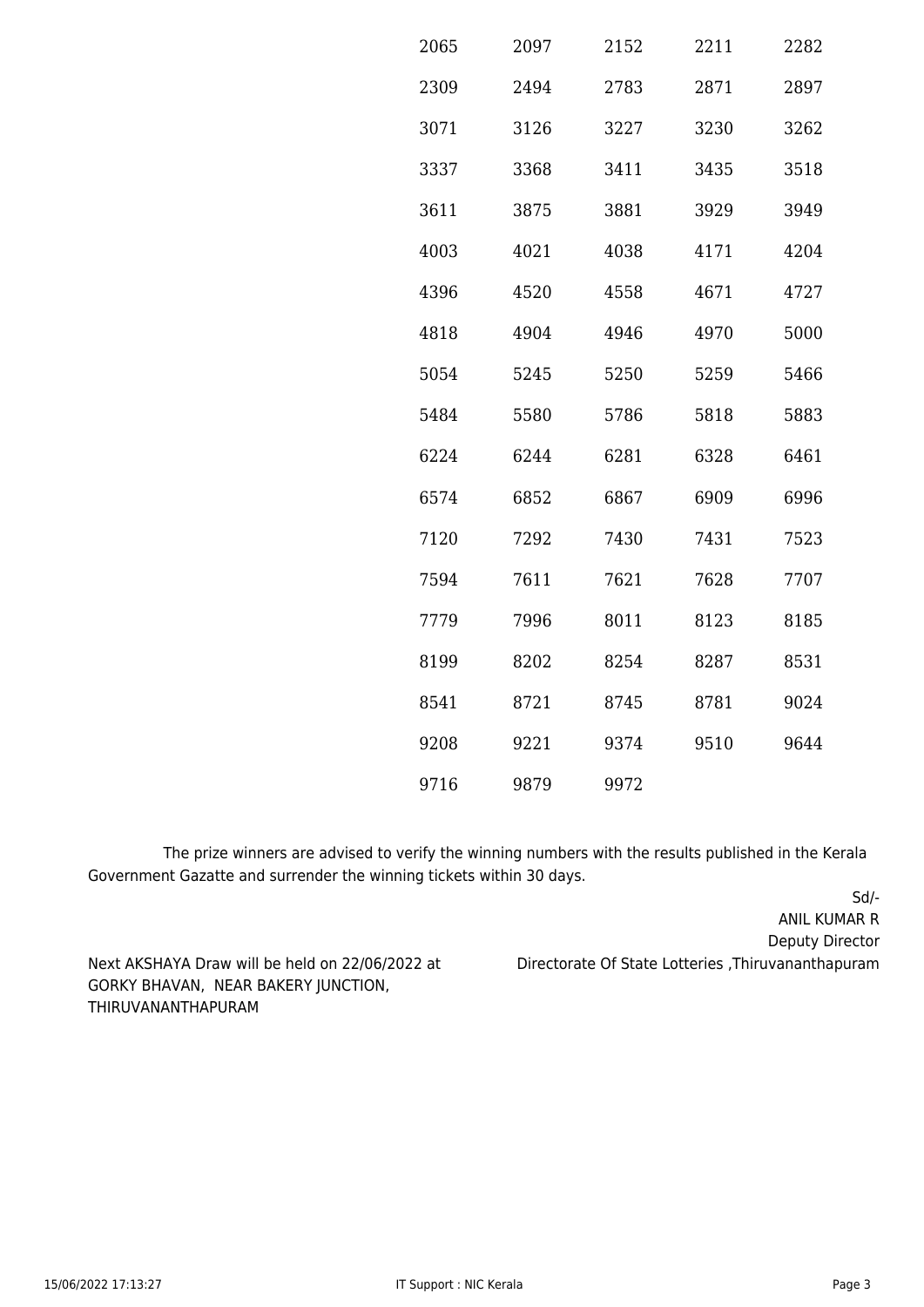| | | | | |
|---|---|---|---|---|
| 2065 | 2097 | 2152 | 2211 | 2282 |
| 2309 | 2494 | 2783 | 2871 | 2897 |
| 3071 | 3126 | 3227 | 3230 | 3262 |
| 3337 | 3368 | 3411 | 3435 | 3518 |
| 3611 | 3875 | 3881 | 3929 | 3949 |
| 4003 | 4021 | 4038 | 4171 | 4204 |
| 4396 | 4520 | 4558 | 4671 | 4727 |
| 4818 | 4904 | 4946 | 4970 | 5000 |
| 5054 | 5245 | 5250 | 5259 | 5466 |
| 5484 | 5580 | 5786 | 5818 | 5883 |
| 6224 | 6244 | 6281 | 6328 | 6461 |
| 6574 | 6852 | 6867 | 6909 | 6996 |
| 7120 | 7292 | 7430 | 7431 | 7523 |
| 7594 | 7611 | 7621 | 7628 | 7707 |
| 7779 | 7996 | 8011 | 8123 | 8185 |
| 8199 | 8202 | 8254 | 8287 | 8531 |
| 8541 | 8721 | 8745 | 8781 | 9024 |
| 9208 | 9221 | 9374 | 9510 | 9644 |
| 9716 | 9879 | 9972 | | |

The prize winners are advised to verify the winning numbers with the results published in the Kerala Government Gazatte and surrender the winning tickets within 30 days.

Sd/-
ANIL KUMAR R
Deputy Director
Directorate Of State Lotteries ,Thiruvananthapuram

Next AKSHAYA Draw will be held on 22/06/2022 at GORKY BHAVAN, NEAR BAKERY JUNCTION, THIRUVANANTHAPURAM